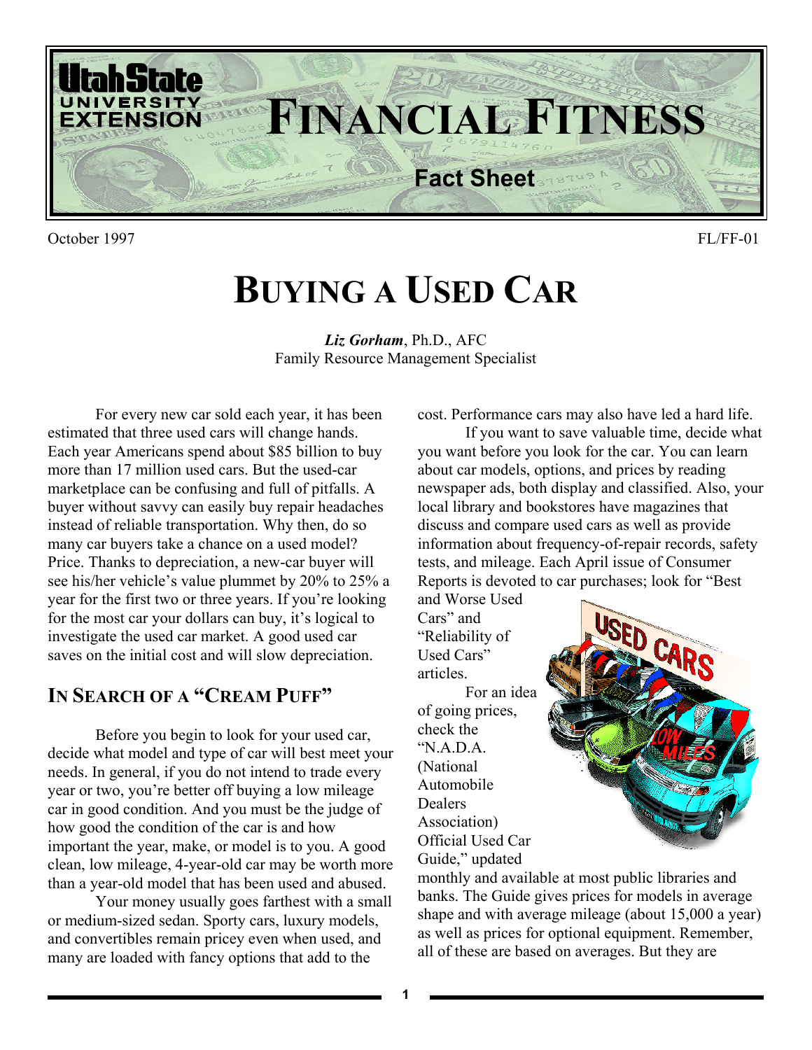Utah State University Extension

# FINANCIAL FITNESS

Fact Sheet

October 1997 FL/FF-01

# BUYING A USED CAR

***Liz Gorham***, Ph.D., AFC
Family Resource Management Specialist

For every new car sold each year, it has been estimated that three used cars will change hands. Each year Americans spend about $85 billion to buy more than 17 million used cars. But the used-car marketplace can be confusing and full of pitfalls. A buyer without savvy can easily buy repair headaches instead of reliable transportation. Why then, do so many car buyers take a chance on a used model? Price. Thanks to depreciation, a new-car buyer will see his/her vehicle's value plummet by 20% to 25% a year for the first two or three years. If you're looking for the most car your dollars can buy, it's logical to investigate the used car market. A good used car saves on the initial cost and will slow depreciation.

## IN SEARCH OF A "CREAM PUFF"

Before you begin to look for your used car, decide what model and type of car will best meet your needs. In general, if you do not intend to trade every year or two, you're better off buying a low mileage car in good condition. And you must be the judge of how good the condition of the car is and how important the year, make, or model is to you. A good clean, low mileage, 4-year-old car may be worth more than a year-old model that has been used and abused.

Your money usually goes farthest with a small or medium-sized sedan. Sporty cars, luxury models, and convertibles remain pricey even when used, and many are loaded with fancy options that add to the cost. Performance cars may also have led a hard life.

If you want to save valuable time, decide what you want before you look for the car. You can learn about car models, options, and prices by reading newspaper ads, both display and classified. Also, your local library and bookstores have magazines that discuss and compare used cars as well as provide information about frequency-of-repair records, safety tests, and mileage. Each April issue of Consumer Reports is devoted to car purchases; look for "Best and Worse Used Cars" and "Reliability of Used Cars" articles.

For an idea of going prices, check the "N.A.D.A. (National Automobile Dealers Association) Official Used Car Guide," updated monthly and available at most public libraries and banks. The Guide gives prices for models in average shape and with average mileage (about 15,000 a year) as well as prices for optional equipment. Remember, all of these are based on averages. But they are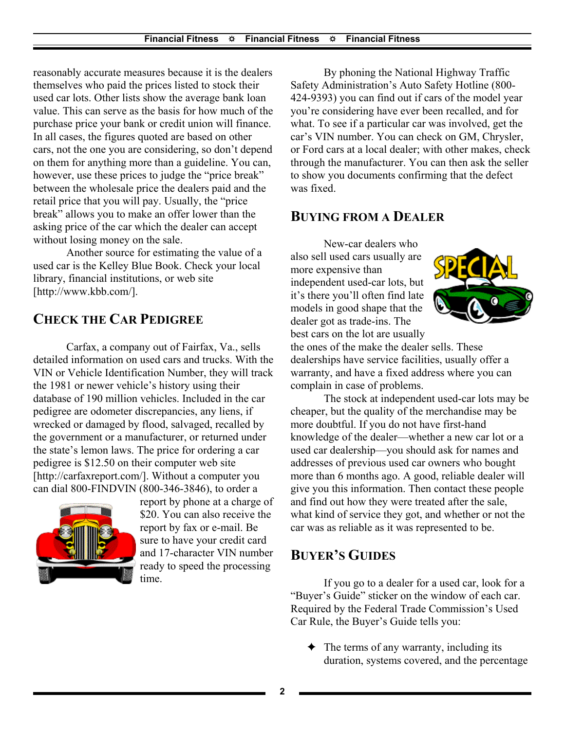reasonably accurate measures because it is the dealers themselves who paid the prices listed to stock their used car lots. Other lists show the average bank loan value. This can serve as the basis for how much of the purchase price your bank or credit union will finance. In all cases, the figures quoted are based on other cars, not the one you are considering, so don't depend on them for anything more than a guideline. You can, however, use these prices to judge the "price break" between the wholesale price the dealers paid and the retail price that you will pay. Usually, the "price break" allows you to make an offer lower than the asking price of the car which the dealer can accept without losing money on the sale.

Another source for estimating the value of a used car is the Kelley Blue Book. Check your local library, financial institutions, or web site [http://www.kbb.com/].

## Check the Car Pedigree

Carfax, a company out of Fairfax, Va., sells detailed information on used cars and trucks. With the VIN or Vehicle Identification Number, they will track the 1981 or newer vehicle's history using their database of 190 million vehicles. Included in the car pedigree are odometer discrepancies, any liens, if wrecked or damaged by flood, salvaged, recalled by the government or a manufacturer, or returned under the state's lemon laws. The price for ordering a car pedigree is $12.50 on their computer web site [http://carfaxreport.com/]. Without a computer you can dial 800-FINDVIN (800-346-3846), to order a report by phone at a charge of $20. You can also receive the report by fax or e-mail. Be sure to have your credit card and 17-character VIN number ready to speed the processing time.

By phoning the National Highway Traffic Safety Administration's Auto Safety Hotline (800-424-9393) you can find out if cars of the model year you're considering have ever been recalled, and for what. To see if a particular car was involved, get the car's VIN number. You can check on GM, Chrysler, or Ford cars at a local dealer; with other makes, check through the manufacturer. You can then ask the seller to show you documents confirming that the defect was fixed.

## Buying from a Dealer

New-car dealers who also sell used cars usually are more expensive than independent used-car lots, but it's there you'll often find late models in good shape that the dealer got as trade-ins. The best cars on the lot are usually the ones of the make the dealer sells. These dealerships have service facilities, usually offer a warranty, and have a fixed address where you can complain in case of problems.

The stock at independent used-car lots may be cheaper, but the quality of the merchandise may be more doubtful. If you do not have first-hand knowledge of the dealer—whether a new car lot or a used car dealership—you should ask for names and addresses of previous used car owners who bought more than 6 months ago. A good, reliable dealer will give you this information. Then contact these people and find out how they were treated after the sale, what kind of service they got, and whether or not the car was as reliable as it was represented to be.

## Buyer's Guides

If you go to a dealer for a used car, look for a "Buyer's Guide" sticker on the window of each car. Required by the Federal Trade Commission's Used Car Rule, the Buyer's Guide tells you:

- The terms of any warranty, including its duration, systems covered, and the percentage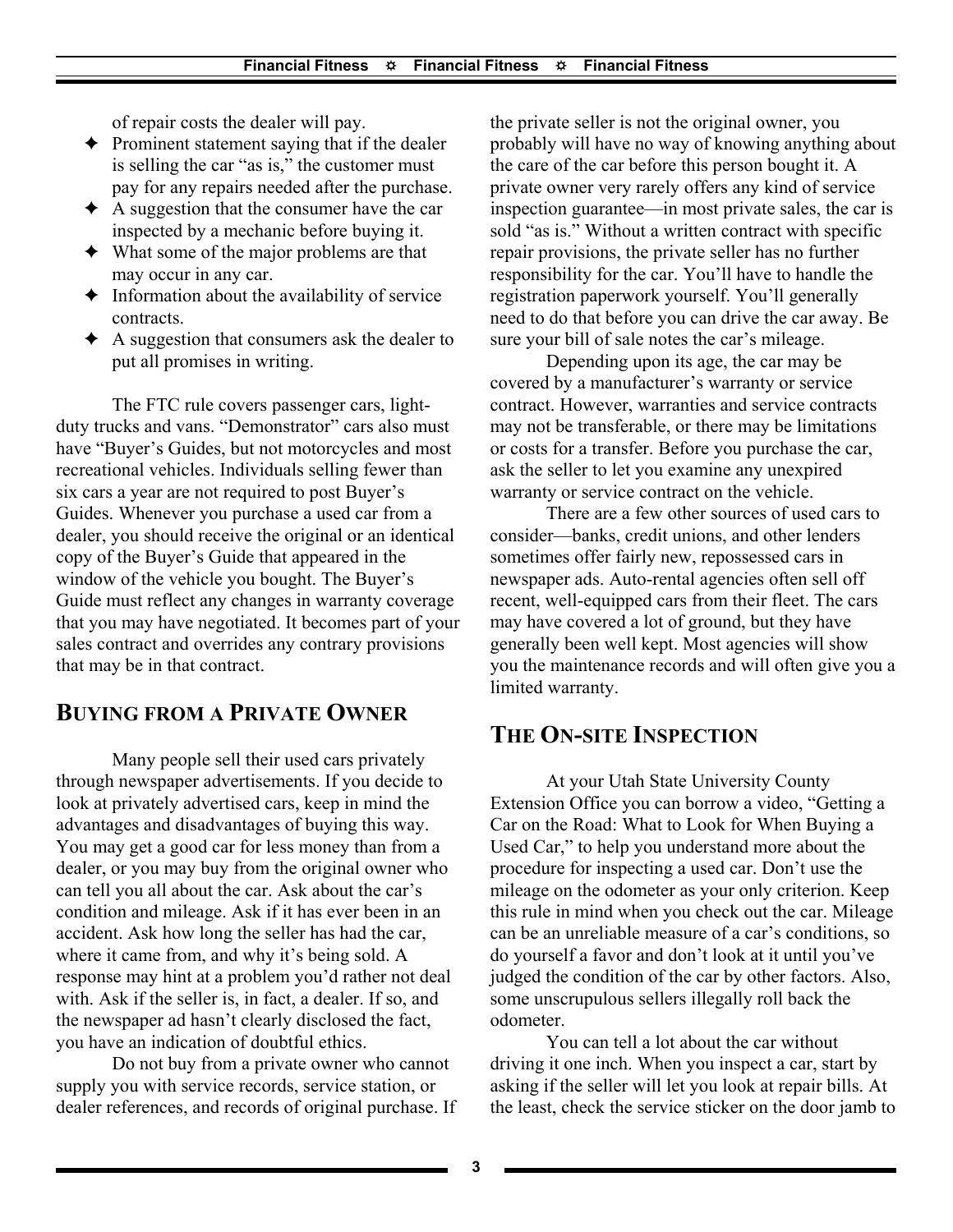of repair costs the dealer will pay.

- Prominent statement saying that if the dealer is selling the car "as is," the customer must pay for any repairs needed after the purchase.
- A suggestion that the consumer have the car inspected by a mechanic before buying it.
- What some of the major problems are that may occur in any car.
- Information about the availability of service contracts.
- A suggestion that consumers ask the dealer to put all promises in writing.

The FTC rule covers passenger cars, light-duty trucks and vans. "Demonstrator" cars also must have "Buyer's Guides, but not motorcycles and most recreational vehicles. Individuals selling fewer than six cars a year are not required to post Buyer's Guides. Whenever you purchase a used car from a dealer, you should receive the original or an identical copy of the Buyer's Guide that appeared in the window of the vehicle you bought. The Buyer's Guide must reflect any changes in warranty coverage that you may have negotiated. It becomes part of your sales contract and overrides any contrary provisions that may be in that contract.

## BUYING FROM A PRIVATE OWNER

Many people sell their used cars privately through newspaper advertisements. If you decide to look at privately advertised cars, keep in mind the advantages and disadvantages of buying this way. You may get a good car for less money than from a dealer, or you may buy from the original owner who can tell you all about the car. Ask about the car's condition and mileage. Ask if it has ever been in an accident. Ask how long the seller has had the car, where it came from, and why it's being sold. A response may hint at a problem you'd rather not deal with. Ask if the seller is, in fact, a dealer. If so, and the newspaper ad hasn't clearly disclosed the fact, you have an indication of doubtful ethics.

Do not buy from a private owner who cannot supply you with service records, service station, or dealer references, and records of original purchase. If the private seller is not the original owner, you probably will have no way of knowing anything about the care of the car before this person bought it. A private owner very rarely offers any kind of service inspection guarantee—in most private sales, the car is sold "as is." Without a written contract with specific repair provisions, the private seller has no further responsibility for the car. You'll have to handle the registration paperwork yourself. You'll generally need to do that before you can drive the car away. Be sure your bill of sale notes the car's mileage.

Depending upon its age, the car may be covered by a manufacturer's warranty or service contract. However, warranties and service contracts may not be transferable, or there may be limitations or costs for a transfer. Before you purchase the car, ask the seller to let you examine any unexpired warranty or service contract on the vehicle.

There are a few other sources of used cars to consider—banks, credit unions, and other lenders sometimes offer fairly new, repossessed cars in newspaper ads. Auto-rental agencies often sell off recent, well-equipped cars from their fleet. The cars may have covered a lot of ground, but they have generally been well kept. Most agencies will show you the maintenance records and will often give you a limited warranty.

## THE ON-SITE INSPECTION

At your Utah State University County Extension Office you can borrow a video, "Getting a Car on the Road: What to Look for When Buying a Used Car," to help you understand more about the procedure for inspecting a used car. Don't use the mileage on the odometer as your only criterion. Keep this rule in mind when you check out the car. Mileage can be an unreliable measure of a car's conditions, so do yourself a favor and don't look at it until you've judged the condition of the car by other factors. Also, some unscrupulous sellers illegally roll back the odometer.

You can tell a lot about the car without driving it one inch. When you inspect a car, start by asking if the seller will let you look at repair bills. At the least, check the service sticker on the door jamb to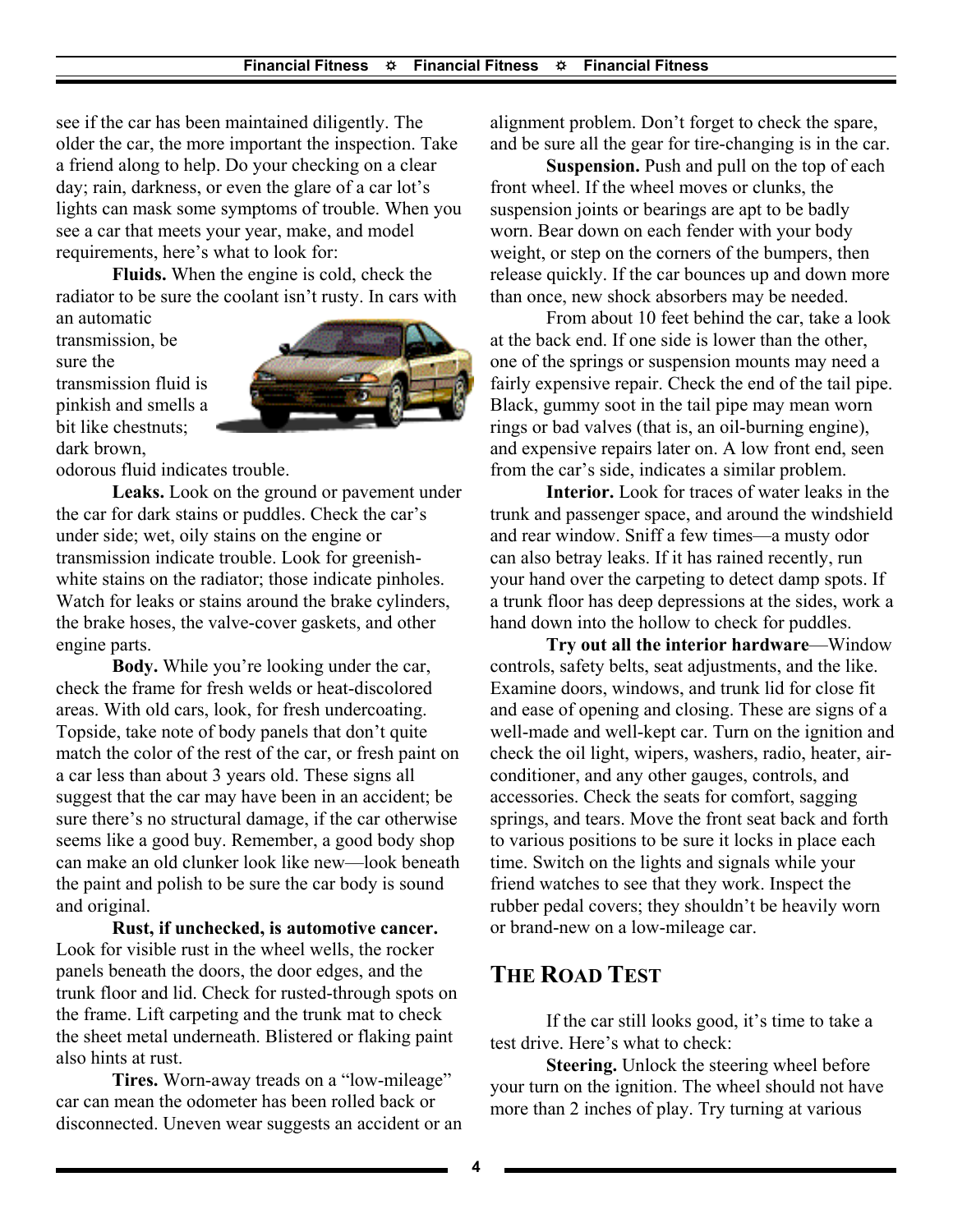see if the car has been maintained diligently. The older the car, the more important the inspection. Take a friend along to help. Do your checking on a clear day; rain, darkness, or even the glare of a car lot's lights can mask some symptoms of trouble. When you see a car that meets your year, make, and model requirements, here's what to look for:

**Fluids.** When the engine is cold, check the radiator to be sure the coolant isn't rusty. In cars with an automatic transmission, be sure the transmission fluid is pinkish and smells a bit like chestnuts; dark brown, odorous fluid indicates trouble.

**Leaks.** Look on the ground or pavement under the car for dark stains or puddles. Check the car's under side; wet, oily stains on the engine or transmission indicate trouble. Look for greenish-white stains on the radiator; those indicate pinholes. Watch for leaks or stains around the brake cylinders, the brake hoses, the valve-cover gaskets, and other engine parts.

**Body.** While you're looking under the car, check the frame for fresh welds or heat-discolored areas. With old cars, look, for fresh undercoating. Topside, take note of body panels that don't quite match the color of the rest of the car, or fresh paint on a car less than about 3 years old. These signs all suggest that the car may have been in an accident; be sure there's no structural damage, if the car otherwise seems like a good buy. Remember, a good body shop can make an old clunker look like new—look beneath the paint and polish to be sure the car body is sound and original.

**Rust, if unchecked, is automotive cancer.** Look for visible rust in the wheel wells, the rocker panels beneath the doors, the door edges, and the trunk floor and lid. Check for rusted-through spots on the frame. Lift carpeting and the trunk mat to check the sheet metal underneath. Blistered or flaking paint also hints at rust.

**Tires.** Worn-away treads on a "low-mileage" car can mean the odometer has been rolled back or disconnected. Uneven wear suggests an accident or an alignment problem. Don't forget to check the spare, and be sure all the gear for tire-changing is in the car.

**Suspension.** Push and pull on the top of each front wheel. If the wheel moves or clunks, the suspension joints or bearings are apt to be badly worn. Bear down on each fender with your body weight, or step on the corners of the bumpers, then release quickly. If the car bounces up and down more than once, new shock absorbers may be needed.

From about 10 feet behind the car, take a look at the back end. If one side is lower than the other, one of the springs or suspension mounts may need a fairly expensive repair. Check the end of the tail pipe. Black, gummy soot in the tail pipe may mean worn rings or bad valves (that is, an oil-burning engine), and expensive repairs later on. A low front end, seen from the car's side, indicates a similar problem.

**Interior.** Look for traces of water leaks in the trunk and passenger space, and around the windshield and rear window. Sniff a few times—a musty odor can also betray leaks. If it has rained recently, run your hand over the carpeting to detect damp spots. If a trunk floor has deep depressions at the sides, work a hand down into the hollow to check for puddles.

**Try out all the interior hardware**—Window controls, safety belts, seat adjustments, and the like. Examine doors, windows, and trunk lid for close fit and ease of opening and closing. These are signs of a well-made and well-kept car. Turn on the ignition and check the oil light, wipers, washers, radio, heater, air-conditioner, and any other gauges, controls, and accessories. Check the seats for comfort, sagging springs, and tears. Move the front seat back and forth to various positions to be sure it locks in place each time. Switch on the lights and signals while your friend watches to see that they work. Inspect the rubber pedal covers; they shouldn't be heavily worn or brand-new on a low-mileage car.

## THE ROAD TEST

If the car still looks good, it's time to take a test drive. Here's what to check:

**Steering.** Unlock the steering wheel before your turn on the ignition. The wheel should not have more than 2 inches of play. Try turning at various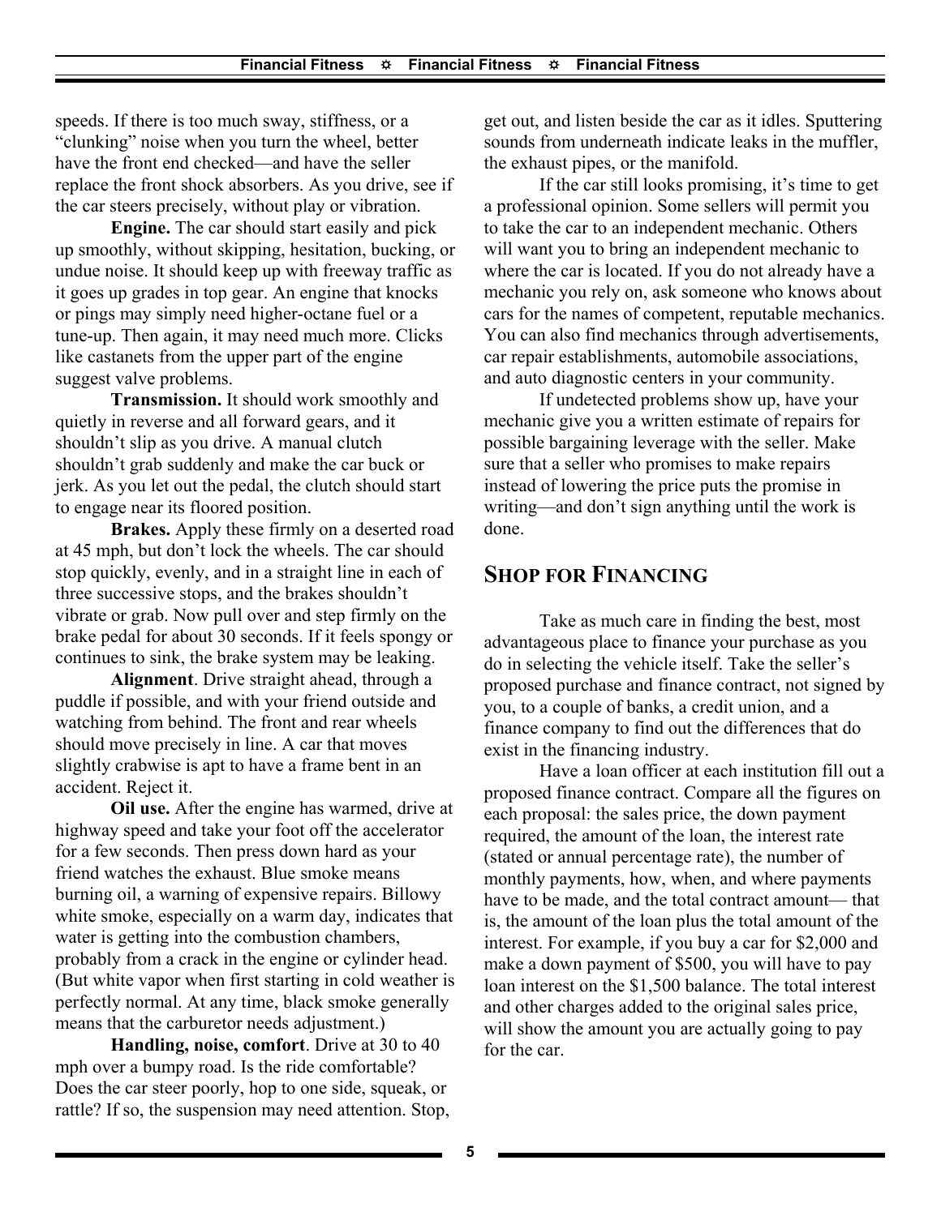speeds. If there is too much sway, stiffness, or a "clunking" noise when you turn the wheel, better have the front end checked—and have the seller replace the front shock absorbers. As you drive, see if the car steers precisely, without play or vibration.

**Engine.** The car should start easily and pick up smoothly, without skipping, hesitation, bucking, or undue noise. It should keep up with freeway traffic as it goes up grades in top gear. An engine that knocks or pings may simply need higher-octane fuel or a tune-up. Then again, it may need much more. Clicks like castanets from the upper part of the engine suggest valve problems.

**Transmission.** It should work smoothly and quietly in reverse and all forward gears, and it shouldn't slip as you drive. A manual clutch shouldn't grab suddenly and make the car buck or jerk. As you let out the pedal, the clutch should start to engage near its floored position.

**Brakes.** Apply these firmly on a deserted road at 45 mph, but don't lock the wheels. The car should stop quickly, evenly, and in a straight line in each of three successive stops, and the brakes shouldn't vibrate or grab. Now pull over and step firmly on the brake pedal for about 30 seconds. If it feels spongy or continues to sink, the brake system may be leaking.

**Alignment**. Drive straight ahead, through a puddle if possible, and with your friend outside and watching from behind. The front and rear wheels should move precisely in line. A car that moves slightly crabwise is apt to have a frame bent in an accident. Reject it.

**Oil use.** After the engine has warmed, drive at highway speed and take your foot off the accelerator for a few seconds. Then press down hard as your friend watches the exhaust. Blue smoke means burning oil, a warning of expensive repairs. Billowy white smoke, especially on a warm day, indicates that water is getting into the combustion chambers, probably from a crack in the engine or cylinder head. (But white vapor when first starting in cold weather is perfectly normal. At any time, black smoke generally means that the carburetor needs adjustment.)

**Handling, noise, comfort**. Drive at 30 to 40 mph over a bumpy road. Is the ride comfortable? Does the car steer poorly, hop to one side, squeak, or rattle? If so, the suspension may need attention. Stop, get out, and listen beside the car as it idles. Sputtering sounds from underneath indicate leaks in the muffler, the exhaust pipes, or the manifold.

If the car still looks promising, it's time to get a professional opinion. Some sellers will permit you to take the car to an independent mechanic. Others will want you to bring an independent mechanic to where the car is located. If you do not already have a mechanic you rely on, ask someone who knows about cars for the names of competent, reputable mechanics. You can also find mechanics through advertisements, car repair establishments, automobile associations, and auto diagnostic centers in your community.

If undetected problems show up, have your mechanic give you a written estimate of repairs for possible bargaining leverage with the seller. Make sure that a seller who promises to make repairs instead of lowering the price puts the promise in writing—and don't sign anything until the work is done.

## SHOP FOR FINANCING

Take as much care in finding the best, most advantageous place to finance your purchase as you do in selecting the vehicle itself. Take the seller's proposed purchase and finance contract, not signed by you, to a couple of banks, a credit union, and a finance company to find out the differences that do exist in the financing industry.

Have a loan officer at each institution fill out a proposed finance contract. Compare all the figures on each proposal: the sales price, the down payment required, the amount of the loan, the interest rate (stated or annual percentage rate), the number of monthly payments, how, when, and where payments have to be made, and the total contract amount— that is, the amount of the loan plus the total amount of the interest. For example, if you buy a car for $2,000 and make a down payment of $500, you will have to pay loan interest on the $1,500 balance. The total interest and other charges added to the original sales price, will show the amount you are actually going to pay for the car.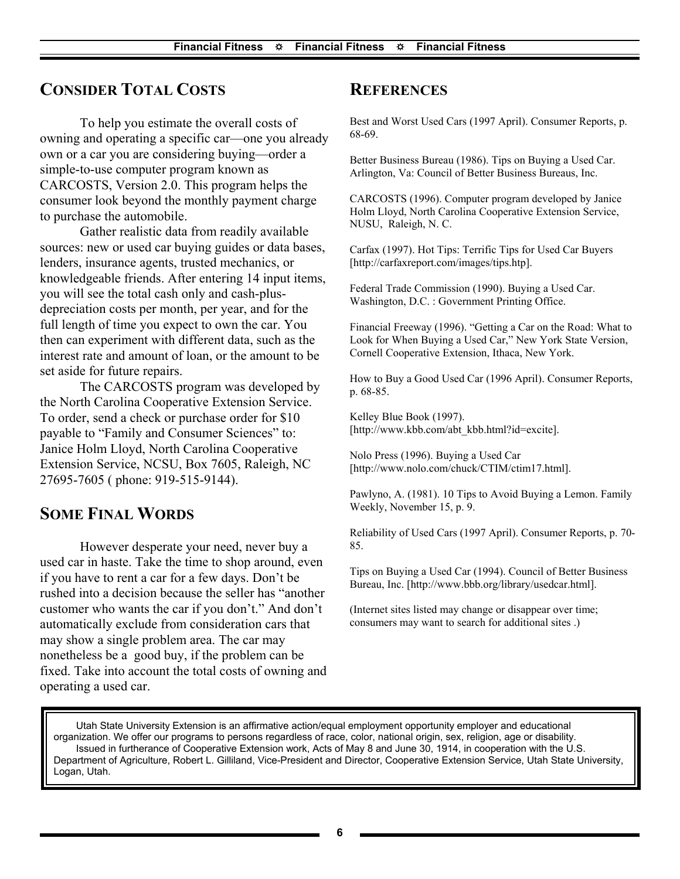## CONSIDER TOTAL COSTS

To help you estimate the overall costs of owning and operating a specific car—one you already own or a car you are considering buying—order a simple-to-use computer program known as CARCOSTS, Version 2.0. This program helps the consumer look beyond the monthly payment charge to purchase the automobile.

Gather realistic data from readily available sources: new or used car buying guides or data bases, lenders, insurance agents, trusted mechanics, or knowledgeable friends. After entering 14 input items, you will see the total cash only and cash-plus-depreciation costs per month, per year, and for the full length of time you expect to own the car. You then can experiment with different data, such as the interest rate and amount of loan, or the amount to be set aside for future repairs.

The CARCOSTS program was developed by the North Carolina Cooperative Extension Service. To order, send a check or purchase order for $10 payable to "Family and Consumer Sciences" to: Janice Holm Lloyd, North Carolina Cooperative Extension Service, NCSU, Box 7605, Raleigh, NC 27695-7605 ( phone: 919-515-9144).

## SOME FINAL WORDS

However desperate your need, never buy a used car in haste. Take the time to shop around, even if you have to rent a car for a few days. Don't be rushed into a decision because the seller has "another customer who wants the car if you don't." And don't automatically exclude from consideration cars that may show a single problem area. The car may nonetheless be a good buy, if the problem can be fixed. Take into account the total costs of owning and operating a used car.

## REFERENCES

Best and Worst Used Cars (1997 April). Consumer Reports, p. 68-69.

Better Business Bureau (1986). Tips on Buying a Used Car. Arlington, Va: Council of Better Business Bureaus, Inc.

CARCOSTS (1996). Computer program developed by Janice Holm Lloyd, North Carolina Cooperative Extension Service, NUSU, Raleigh, N. C.

Carfax (1997). Hot Tips: Terrific Tips for Used Car Buyers [http://carfaxreport.com/images/tips.htp].

Federal Trade Commission (1990). Buying a Used Car. Washington, D.C. : Government Printing Office.

Financial Freeway (1996). "Getting a Car on the Road: What to Look for When Buying a Used Car," New York State Version, Cornell Cooperative Extension, Ithaca, New York.

How to Buy a Good Used Car (1996 April). Consumer Reports, p. 68-85.

Kelley Blue Book (1997). [http://www.kbb.com/abt_kbb.html?id=excite].

Nolo Press (1996). Buying a Used Car [http://www.nolo.com/chuck/CTIM/ctim17.html].

Pawlyno, A. (1981). 10 Tips to Avoid Buying a Lemon. Family Weekly, November 15, p. 9.

Reliability of Used Cars (1997 April). Consumer Reports, p. 70-85.

Tips on Buying a Used Car (1994). Council of Better Business Bureau, Inc. [http://www.bbb.org/library/usedcar.html].

(Internet sites listed may change or disappear over time; consumers may want to search for additional sites .)

---

Utah State University Extension is an affirmative action/equal employment opportunity employer and educational organization. We offer our programs to persons regardless of race, color, national origin, sex, religion, age or disability.

Issued in furtherance of Cooperative Extension work, Acts of May 8 and June 30, 1914, in cooperation with the U.S. Department of Agriculture, Robert L. Gilliland, Vice-President and Director, Cooperative Extension Service, Utah State University, Logan, Utah.